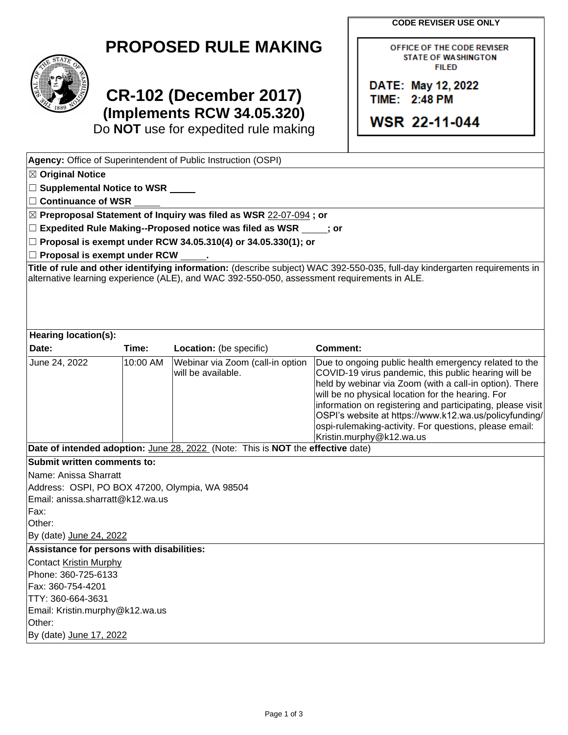# PROPOSED RULE MAKING

## CR-102 (December 2017)
### (Implements RCW 34.05.320)
Do **NOT** use for expedited rule making

**CODE REVISER USE ONLY**

OFFICE OF THE CODE REVISER
STATE OF WASHINGTON
FILED

DATE: May 12, 2022
TIME: 2:48 PM

WSR 22-11-044

**Agency:** Office of Superintendent of Public Instruction (OSPI)

☒ **Original Notice**

☐ **Supplemental Notice to WSR** _____

☐ **Continuance of WSR** _____

☒ **Preproposal Statement of Inquiry was filed as WSR** 22-07-094 **; or**

☐ **Expedited Rule Making--Proposed notice was filed as WSR** _____**; or**

☐ **Proposal is exempt under RCW 34.05.310(4) or 34.05.330(1); or**

☐ **Proposal is exempt under RCW** _____**.**

**Title of rule and other identifying information:** (describe subject) WAC 392-550-035, full-day kindergarten requirements in alternative learning experience (ALE), and WAC 392-550-050, assessment requirements in ALE.

**Hearing location(s):**

| **Date:** | **Time:** | **Location:** (be specific) | **Comment:** |
|---|---|---|---|
| June 24, 2022 | 10:00 AM | Webinar via Zoom (call-in option will be available. | Due to ongoing public health emergency related to the COVID-19 virus pandemic, this public hearing will be held by webinar via Zoom (with a call-in option). There will be no physical location for the hearing. For information on registering and participating, please visit OSPI's website at https://www.k12.wa.us/policyfunding/ospi-rulemaking-activity. For questions, please email: Kristin.murphy@k12.wa.us |

**Date of intended adoption:** June 28, 2022 (Note: This is **NOT** the **effective** date)

**Submit written comments to:**

Name: Anissa Sharratt
Address: OSPI, PO BOX 47200, Olympia, WA 98504
Email: anissa.sharratt@k12.wa.us
Fax:
Other:
By (date) June 24, 2022

**Assistance for persons with disabilities:**

Contact Kristin Murphy
Phone: 360-725-6133
Fax: 360-754-4201
TTY: 360-664-3631
Email: Kristin.murphy@k12.wa.us
Other:
By (date) June 17, 2022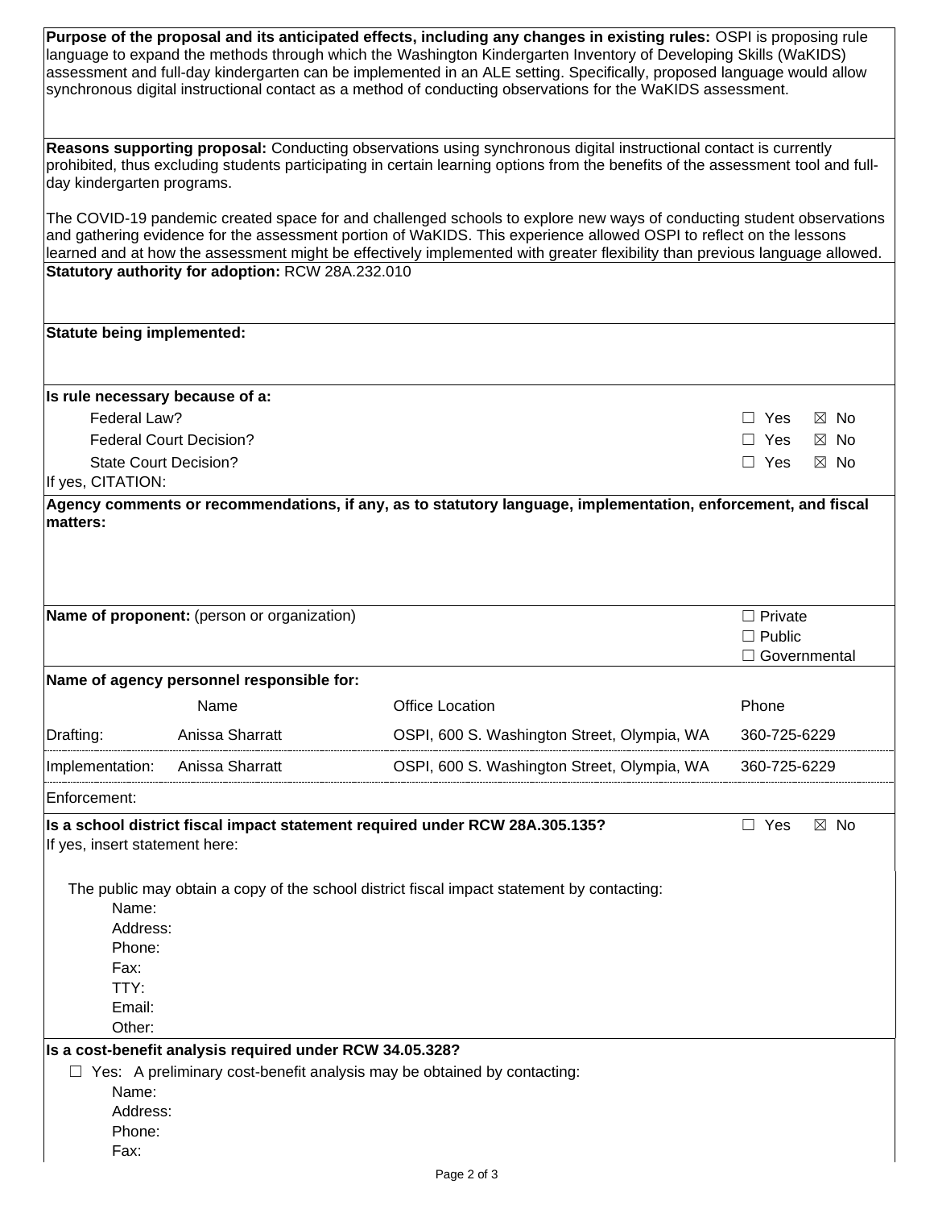**Purpose of the proposal and its anticipated effects, including any changes in existing rules:** OSPI is proposing rule language to expand the methods through which the Washington Kindergarten Inventory of Developing Skills (WaKIDS) assessment and full-day kindergarten can be implemented in an ALE setting. Specifically, proposed language would allow synchronous digital instructional contact as a method of conducting observations for the WaKIDS assessment.

**Reasons supporting proposal:** Conducting observations using synchronous digital instructional contact is currently prohibited, thus excluding students participating in certain learning options from the benefits of the assessment tool and full-day kindergarten programs.

The COVID-19 pandemic created space for and challenged schools to explore new ways of conducting student observations and gathering evidence for the assessment portion of WaKIDS. This experience allowed OSPI to reflect on the lessons learned and at how the assessment might be effectively implemented with greater flexibility than previous language allowed.

**Statutory authority for adoption:** RCW 28A.232.010

**Statute being implemented:**

**Is rule necessary because of a:**

| | |
|---|---|
| Federal Law? | ☐ Yes ☒ No |
| Federal Court Decision? | ☐ Yes ☒ No |
| State Court Decision? | ☐ Yes ☒ No |

If yes, CITATION:

**Agency comments or recommendations, if any, as to statutory language, implementation, enforcement, and fiscal matters:**

**Name of proponent:** (person or organization)

☐ Private
☐ Public
☐ Governmental

**Name of agency personnel responsible for:**

| | Name | Office Location | Phone |
|---|---|---|---|
| Drafting: | Anissa Sharratt | OSPI, 600 S. Washington Street, Olympia, WA | 360-725-6229 |
| Implementation: | Anissa Sharratt | OSPI, 600 S. Washington Street, Olympia, WA | 360-725-6229 |
| Enforcement: | | | |

**Is a school district fiscal impact statement required under RCW 28A.305.135?** ☐ Yes ☒ No

If yes, insert statement here:

The public may obtain a copy of the school district fiscal impact statement by contacting:

Name:
Address:
Phone:
Fax:
TTY:
Email:
Other:

**Is a cost-benefit analysis required under RCW 34.05.328?**

☐ Yes: A preliminary cost-benefit analysis may be obtained by contacting:

Name:
Address:
Phone:
Fax: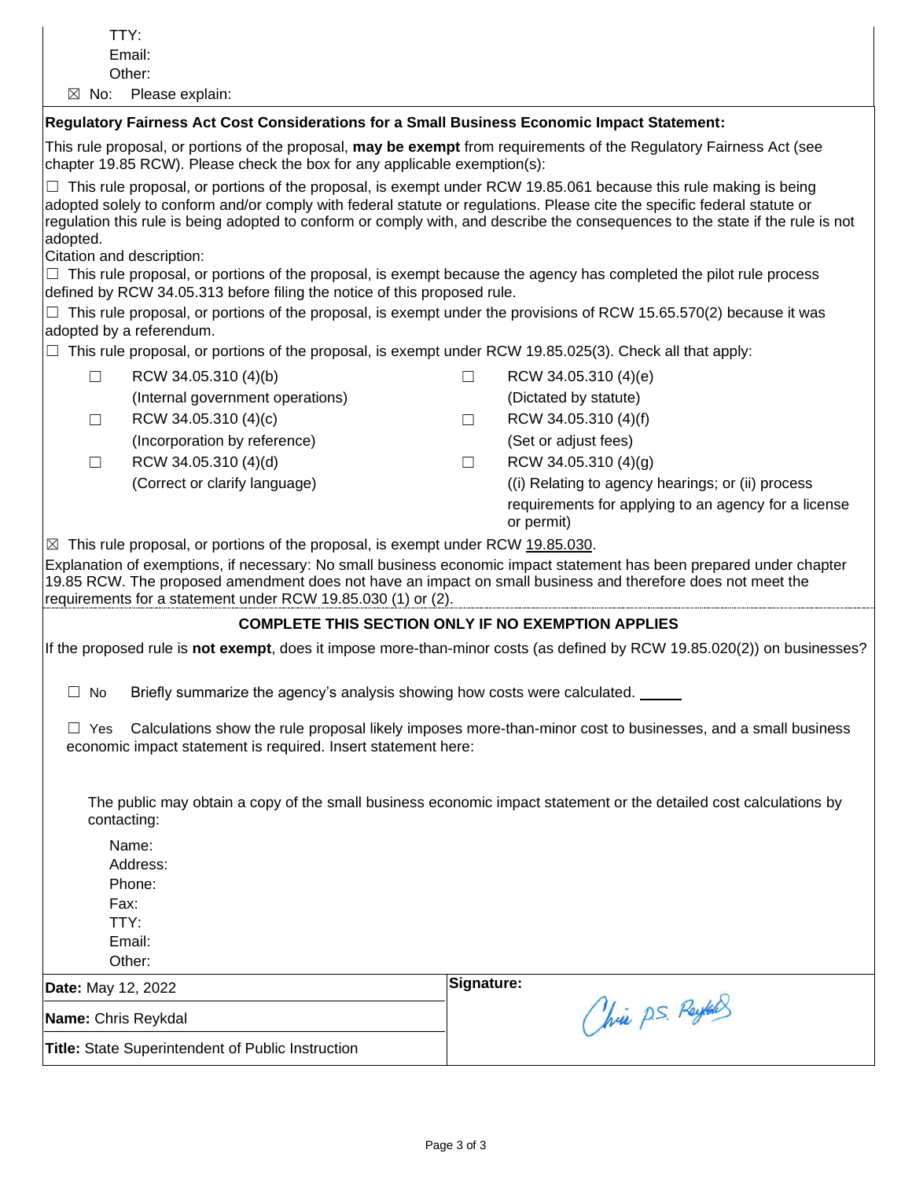TTY:
Email:
Other:

☒ No: Please explain:

**Regulatory Fairness Act Cost Considerations for a Small Business Economic Impact Statement:**

This rule proposal, or portions of the proposal, **may be exempt** from requirements of the Regulatory Fairness Act (see chapter 19.85 RCW). Please check the box for any applicable exemption(s):

☐ This rule proposal, or portions of the proposal, is exempt under RCW 19.85.061 because this rule making is being adopted solely to conform and/or comply with federal statute or regulations. Please cite the specific federal statute or regulation this rule is being adopted to conform or comply with, and describe the consequences to the state if the rule is not adopted.

Citation and description:

☐ This rule proposal, or portions of the proposal, is exempt because the agency has completed the pilot rule process defined by RCW 34.05.313 before filing the notice of this proposed rule.

☐ This rule proposal, or portions of the proposal, is exempt under the provisions of RCW 15.65.570(2) because it was adopted by a referendum.

☐ This rule proposal, or portions of the proposal, is exempt under RCW 19.85.025(3). Check all that apply:

| | | | |
|---|---|---|---|
| ☐ | RCW 34.05.310 (4)(b) (Internal government operations) | ☐ | RCW 34.05.310 (4)(e) (Dictated by statute) |
| ☐ | RCW 34.05.310 (4)(c) (Incorporation by reference) | ☐ | RCW 34.05.310 (4)(f) (Set or adjust fees) |
| ☐ | RCW 34.05.310 (4)(d) (Correct or clarify language) | ☐ | RCW 34.05.310 (4)(g) ((i) Relating to agency hearings; or (ii) process requirements for applying to an agency for a license or permit) |

☒ This rule proposal, or portions of the proposal, is exempt under RCW 19.85.030.

Explanation of exemptions, if necessary: No small business economic impact statement has been prepared under chapter 19.85 RCW. The proposed amendment does not have an impact on small business and therefore does not meet the requirements for a statement under RCW 19.85.030 (1) or (2).

**COMPLETE THIS SECTION ONLY IF NO EXEMPTION APPLIES**

If the proposed rule is **not exempt**, does it impose more-than-minor costs (as defined by RCW 19.85.020(2)) on businesses?

☐ No Briefly summarize the agency's analysis showing how costs were calculated. _____

☐ Yes Calculations show the rule proposal likely imposes more-than-minor cost to businesses, and a small business economic impact statement is required. Insert statement here:

The public may obtain a copy of the small business economic impact statement or the detailed cost calculations by contacting:

Name:
Address:
Phone:
Fax:
TTY:
Email:
Other:

| | |
|---|---|
| **Date:** May 12, 2022 | **Signature:** Chris P.S. Reykdal |
| **Name:** Chris Reykdal | |
| **Title:** State Superintendent of Public Instruction | |